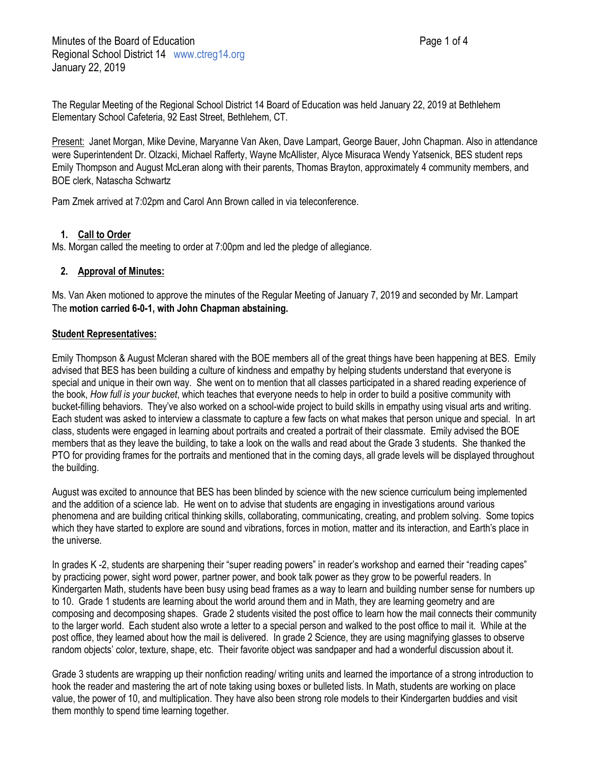Minutes of the Board of Education
Regional School District 14 www.ctreg14.org
January 22, 2019

The Regular Meeting of the Regional School District 14 Board of Education was held January 22, 2019 at Bethlehem Elementary School Cafeteria, 92 East Street, Bethlehem, CT.

Present: Janet Morgan, Mike Devine, Maryanne Van Aken, Dave Lampart, George Bauer, John Chapman. Also in attendance were Superintendent Dr. Olzacki, Michael Rafferty, Wayne McAllister, Alyce Misuraca Wendy Yatsenick, BES student reps Emily Thompson and August McLeran along with their parents, Thomas Brayton, approximately 4 community members, and BOE clerk, Natascha Schwartz

Pam Zmek arrived at 7:02pm and Carol Ann Brown called in via teleconference.

1. **Call to Order**

Ms. Morgan called the meeting to order at 7:00pm and led the pledge of allegiance.

2. **Approval of Minutes:**

Ms. Van Aken motioned to approve the minutes of the Regular Meeting of January 7, 2019 and seconded by Mr. Lampart The **motion carried 6-0-1, with John Chapman abstaining.**

**Student Representatives:**

Emily Thompson & August Mcleran shared with the BOE members all of the great things have been happening at BES. Emily advised that BES has been building a culture of kindness and empathy by helping students understand that everyone is special and unique in their own way. She went on to mention that all classes participated in a shared reading experience of the book, *How full is your bucket*, which teaches that everyone needs to help in order to build a positive community with bucket-filling behaviors. They've also worked on a school-wide project to build skills in empathy using visual arts and writing. Each student was asked to interview a classmate to capture a few facts on what makes that person unique and special. In art class, students were engaged in learning about portraits and created a portrait of their classmate. Emily advised the BOE members that as they leave the building, to take a look on the walls and read about the Grade 3 students. She thanked the PTO for providing frames for the portraits and mentioned that in the coming days, all grade levels will be displayed throughout the building.

August was excited to announce that BES has been blinded by science with the new science curriculum being implemented and the addition of a science lab. He went on to advise that students are engaging in investigations around various phenomena and are building critical thinking skills, collaborating, communicating, creating, and problem solving. Some topics which they have started to explore are sound and vibrations, forces in motion, matter and its interaction, and Earth's place in the universe.

In grades K -2, students are sharpening their "super reading powers" in reader's workshop and earned their "reading capes" by practicing power, sight word power, partner power, and book talk power as they grow to be powerful readers. In Kindergarten Math, students have been busy using bead frames as a way to learn and building number sense for numbers up to 10. Grade 1 students are learning about the world around them and in Math, they are learning geometry and are composing and decomposing shapes. Grade 2 students visited the post office to learn how the mail connects their community to the larger world. Each student also wrote a letter to a special person and walked to the post office to mail it. While at the post office, they learned about how the mail is delivered. In grade 2 Science, they are using magnifying glasses to observe random objects' color, texture, shape, etc. Their favorite object was sandpaper and had a wonderful discussion about it.

Grade 3 students are wrapping up their nonfiction reading/ writing units and learned the importance of a strong introduction to hook the reader and mastering the art of note taking using boxes or bulleted lists. In Math, students are working on place value, the power of 10, and multiplication. They have also been strong role models to their Kindergarten buddies and visit them monthly to spend time learning together.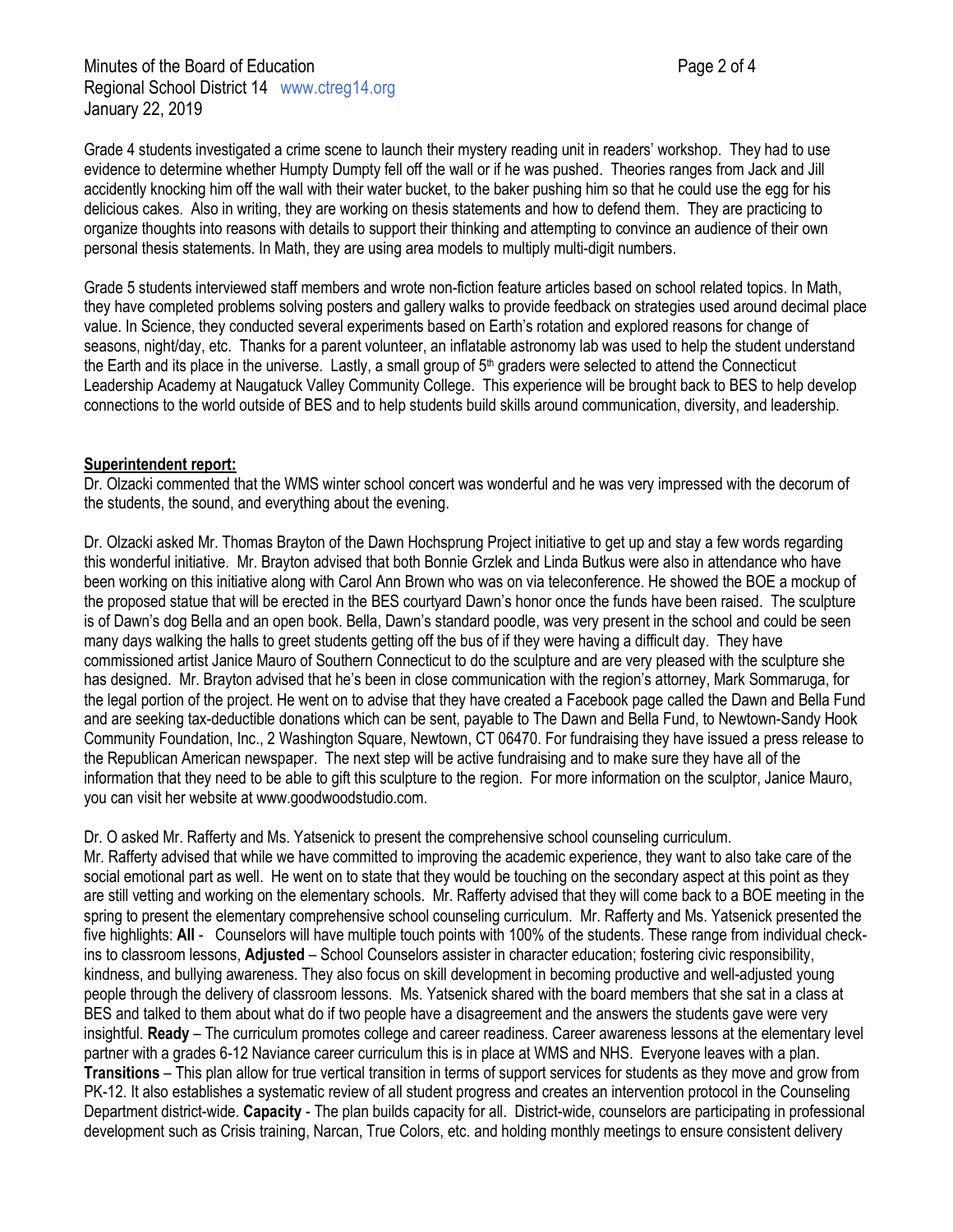Grade 4 students investigated a crime scene to launch their mystery reading unit in readers' workshop. They had to use evidence to determine whether Humpty Dumpty fell off the wall or if he was pushed. Theories ranges from Jack and Jill accidently knocking him off the wall with their water bucket, to the baker pushing him so that he could use the egg for his delicious cakes. Also in writing, they are working on thesis statements and how to defend them. They are practicing to organize thoughts into reasons with details to support their thinking and attempting to convince an audience of their own personal thesis statements. In Math, they are using area models to multiply multi-digit numbers.

Grade 5 students interviewed staff members and wrote non-fiction feature articles based on school related topics. In Math, they have completed problems solving posters and gallery walks to provide feedback on strategies used around decimal place value. In Science, they conducted several experiments based on Earth's rotation and explored reasons for change of seasons, night/day, etc. Thanks for a parent volunteer, an inflatable astronomy lab was used to help the student understand the Earth and its place in the universe. Lastly, a small group of 5th graders were selected to attend the Connecticut Leadership Academy at Naugatuck Valley Community College. This experience will be brought back to BES to help develop connections to the world outside of BES and to help students build skills around communication, diversity, and leadership.

**Superintendent report:**

Dr. Olzacki commented that the WMS winter school concert was wonderful and he was very impressed with the decorum of the students, the sound, and everything about the evening.

Dr. Olzacki asked Mr. Thomas Brayton of the Dawn Hochsprung Project initiative to get up and stay a few words regarding this wonderful initiative. Mr. Brayton advised that both Bonnie Grzlek and Linda Butkus were also in attendance who have been working on this initiative along with Carol Ann Brown who was on via teleconference. He showed the BOE a mockup of the proposed statue that will be erected in the BES courtyard Dawn's honor once the funds have been raised. The sculpture is of Dawn's dog Bella and an open book. Bella, Dawn's standard poodle, was very present in the school and could be seen many days walking the halls to greet students getting off the bus of if they were having a difficult day. They have commissioned artist Janice Mauro of Southern Connecticut to do the sculpture and are very pleased with the sculpture she has designed. Mr. Brayton advised that he's been in close communication with the region's attorney, Mark Sommaruga, for the legal portion of the project. He went on to advise that they have created a Facebook page called the Dawn and Bella Fund and are seeking tax-deductible donations which can be sent, payable to The Dawn and Bella Fund, to Newtown-Sandy Hook Community Foundation, Inc., 2 Washington Square, Newtown, CT 06470. For fundraising they have issued a press release to the Republican American newspaper. The next step will be active fundraising and to make sure they have all of the information that they need to be able to gift this sculpture to the region. For more information on the sculptor, Janice Mauro, you can visit her website at www.goodwoodstudio.com.

Dr. O asked Mr. Rafferty and Ms. Yatsenick to present the comprehensive school counseling curriculum.

Mr. Rafferty advised that while we have committed to improving the academic experience, they want to also take care of the social emotional part as well. He went on to state that they would be touching on the secondary aspect at this point as they are still vetting and working on the elementary schools. Mr. Rafferty advised that they will come back to a BOE meeting in the spring to present the elementary comprehensive school counseling curriculum. Mr. Rafferty and Ms. Yatsenick presented the five highlights: **All** - Counselors will have multiple touch points with 100% of the students. These range from individual check-ins to classroom lessons, **Adjusted** – School Counselors assister in character education; fostering civic responsibility, kindness, and bullying awareness. They also focus on skill development in becoming productive and well-adjusted young people through the delivery of classroom lessons. Ms. Yatsenick shared with the board members that she sat in a class at BES and talked to them about what do if two people have a disagreement and the answers the students gave were very insightful. **Ready** – The curriculum promotes college and career readiness. Career awareness lessons at the elementary level partner with a grades 6-12 Naviance career curriculum this is in place at WMS and NHS. Everyone leaves with a plan. **Transitions** – This plan allow for true vertical transition in terms of support services for students as they move and grow from PK-12. It also establishes a systematic review of all student progress and creates an intervention protocol in the Counseling Department district-wide. **Capacity** - The plan builds capacity for all. District-wide, counselors are participating in professional development such as Crisis training, Narcan, True Colors, etc. and holding monthly meetings to ensure consistent delivery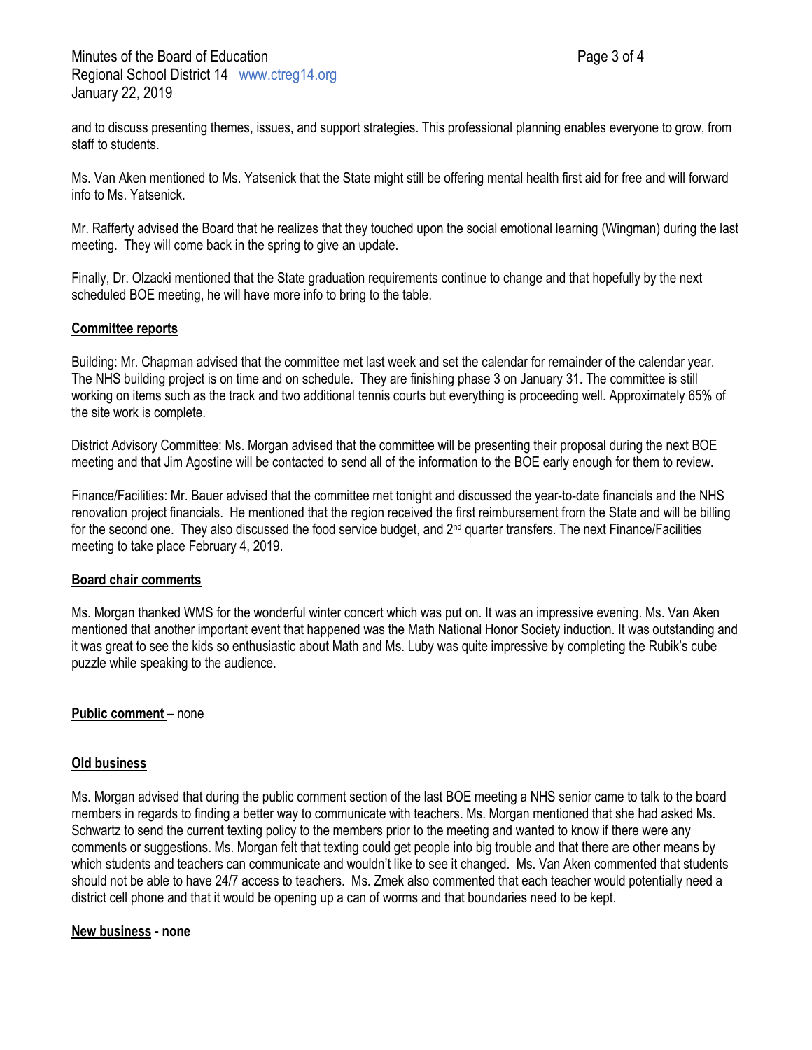and to discuss presenting themes, issues, and support strategies. This professional planning enables everyone to grow, from staff to students.

Ms. Van Aken mentioned to Ms. Yatsenick that the State might still be offering mental health first aid for free and will forward info to Ms. Yatsenick.

Mr. Rafferty advised the Board that he realizes that they touched upon the social emotional learning (Wingman) during the last meeting. They will come back in the spring to give an update.

Finally, Dr. Olzacki mentioned that the State graduation requirements continue to change and that hopefully by the next scheduled BOE meeting, he will have more info to bring to the table.

**Committee reports**

Building: Mr. Chapman advised that the committee met last week and set the calendar for remainder of the calendar year. The NHS building project is on time and on schedule. They are finishing phase 3 on January 31. The committee is still working on items such as the track and two additional tennis courts but everything is proceeding well. Approximately 65% of the site work is complete.

District Advisory Committee: Ms. Morgan advised that the committee will be presenting their proposal during the next BOE meeting and that Jim Agostine will be contacted to send all of the information to the BOE early enough for them to review.

Finance/Facilities: Mr. Bauer advised that the committee met tonight and discussed the year-to-date financials and the NHS renovation project financials. He mentioned that the region received the first reimbursement from the State and will be billing for the second one. They also discussed the food service budget, and 2nd quarter transfers. The next Finance/Facilities meeting to take place February 4, 2019.

**Board chair comments**

Ms. Morgan thanked WMS for the wonderful winter concert which was put on. It was an impressive evening. Ms. Van Aken mentioned that another important event that happened was the Math National Honor Society induction. It was outstanding and it was great to see the kids so enthusiastic about Math and Ms. Luby was quite impressive by completing the Rubik's cube puzzle while speaking to the audience.

**Public comment** – none

**Old business**

Ms. Morgan advised that during the public comment section of the last BOE meeting a NHS senior came to talk to the board members in regards to finding a better way to communicate with teachers. Ms. Morgan mentioned that she had asked Ms. Schwartz to send the current texting policy to the members prior to the meeting and wanted to know if there were any comments or suggestions. Ms. Morgan felt that texting could get people into big trouble and that there are other means by which students and teachers can communicate and wouldn't like to see it changed. Ms. Van Aken commented that students should not be able to have 24/7 access to teachers. Ms. Zmek also commented that each teacher would potentially need a district cell phone and that it would be opening up a can of worms and that boundaries need to be kept.

**New business - none**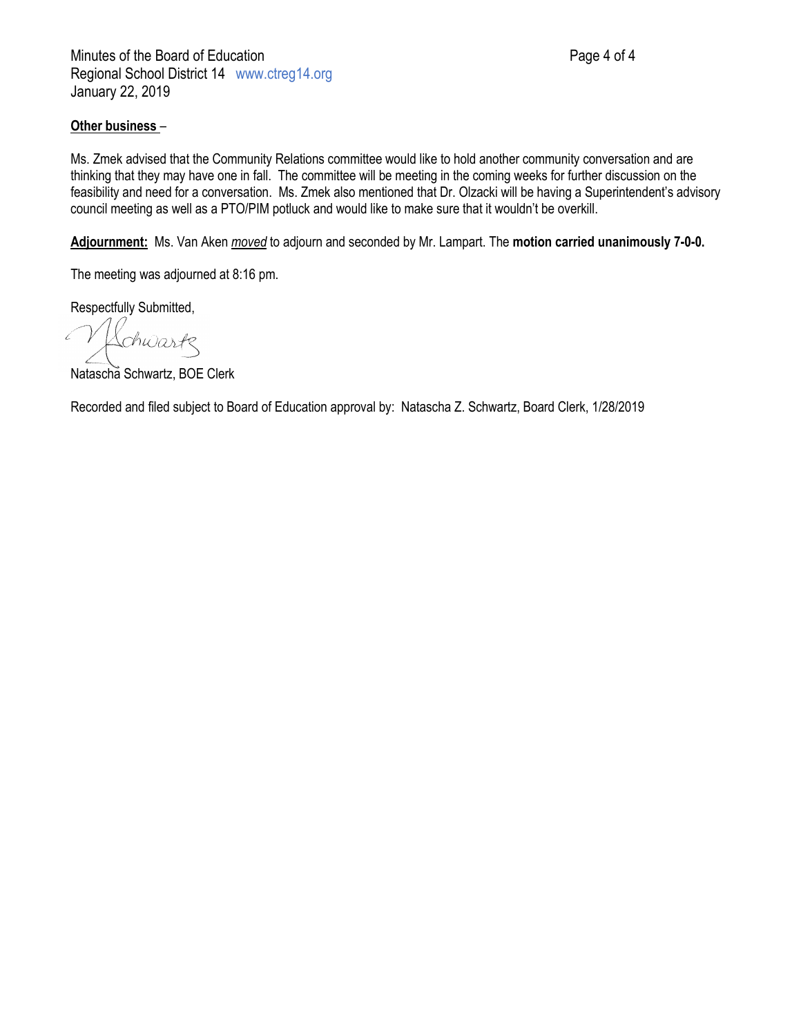**Other business** –

Ms. Zmek advised that the Community Relations committee would like to hold another community conversation and are thinking that they may have one in fall. The committee will be meeting in the coming weeks for further discussion on the feasibility and need for a conversation. Ms. Zmek also mentioned that Dr. Olzacki will be having a Superintendent's advisory council meeting as well as a PTO/PIM potluck and would like to make sure that it wouldn't be overkill.

**Adjournment:** Ms. Van Aken *moved* to adjourn and seconded by Mr. Lampart. The **motion carried unanimously 7-0-0.**

The meeting was adjourned at 8:16 pm.

Respectfully Submitted,

Natascha Schwartz, BOE Clerk

Recorded and filed subject to Board of Education approval by: Natascha Z. Schwartz, Board Clerk, 1/28/2019